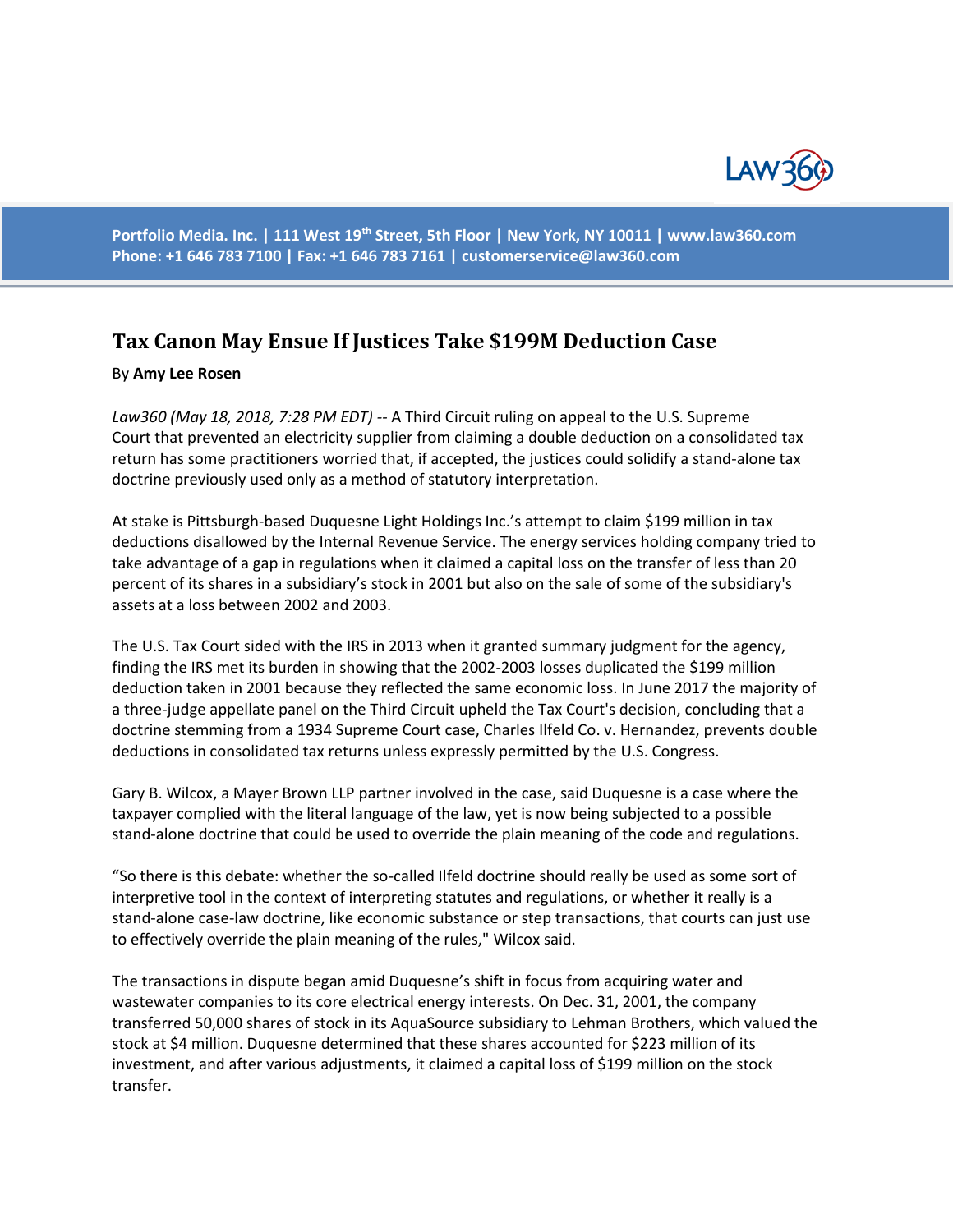# Tax Canon May Ensue If Justices Take $199M Deduction Case

By **Amy Lee Rosen**

*Law360 (May 18, 2018, 7:28 PM EDT)* -- A Third Circuit ruling on appeal to the U.S. Supreme Court that prevented an electricity supplier from claiming a double deduction on a consolidated tax return has some practitioners worried that, if accepted, the justices could solidify a stand-alone tax doctrine previously used only as a method of statutory interpretation.

At stake is Pittsburgh-based Duquesne Light Holdings Inc.'s attempt to claim $199 million in tax deductions disallowed by the Internal Revenue Service. The energy services holding company tried to take advantage of a gap in regulations when it claimed a capital loss on the transfer of less than 20 percent of its shares in a subsidiary's stock in 2001 but also on the sale of some of the subsidiary's assets at a loss between 2002 and 2003.

The U.S. Tax Court sided with the IRS in 2013 when it granted summary judgment for the agency, finding the IRS met its burden in showing that the 2002-2003 losses duplicated the $199 million deduction taken in 2001 because they reflected the same economic loss. In June 2017 the majority of a three-judge appellate panel on the Third Circuit upheld the Tax Court's decision, concluding that a doctrine stemming from a 1934 Supreme Court case, Charles Ilfeld Co. v. Hernandez, prevents double deductions in consolidated tax returns unless expressly permitted by the U.S. Congress.

Gary B. Wilcox, a Mayer Brown LLP partner involved in the case, said Duquesne is a case where the taxpayer complied with the literal language of the law, yet is now being subjected to a possible stand-alone doctrine that could be used to override the plain meaning of the code and regulations.

"So there is this debate: whether the so-called Ilfeld doctrine should really be used as some sort of interpretive tool in the context of interpreting statutes and regulations, or whether it really is a stand-alone case-law doctrine, like economic substance or step transactions, that courts can just use to effectively override the plain meaning of the rules," Wilcox said.

The transactions in dispute began amid Duquesne's shift in focus from acquiring water and wastewater companies to its core electrical energy interests. On Dec. 31, 2001, the company transferred 50,000 shares of stock in its AquaSource subsidiary to Lehman Brothers, which valued the stock at $4 million. Duquesne determined that these shares accounted for $223 million of its investment, and after various adjustments, it claimed a capital loss of $199 million on the stock transfer.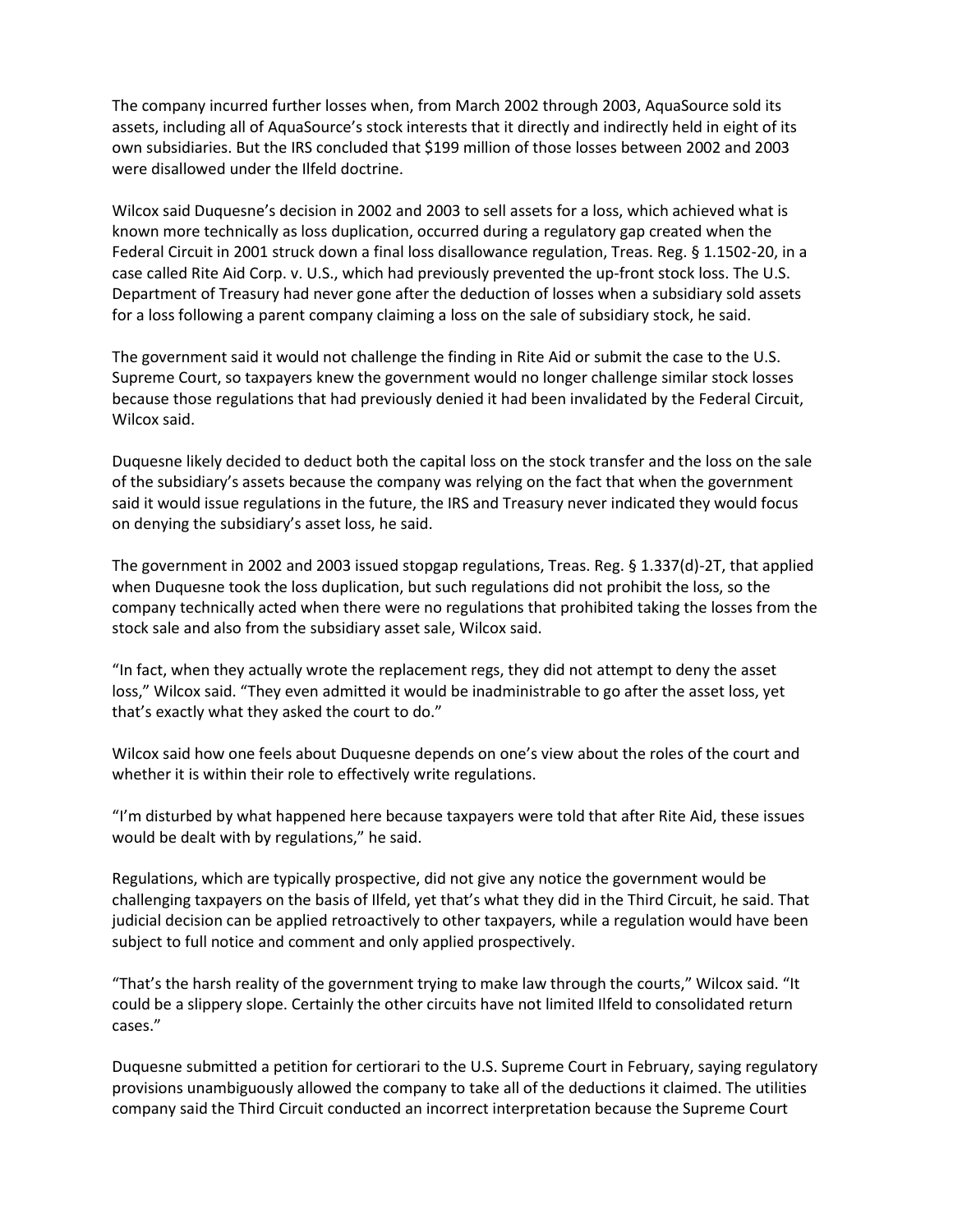The company incurred further losses when, from March 2002 through 2003, AquaSource sold its assets, including all of AquaSource's stock interests that it directly and indirectly held in eight of its own subsidiaries. But the IRS concluded that $199 million of those losses between 2002 and 2003 were disallowed under the Ilfeld doctrine.

Wilcox said Duquesne's decision in 2002 and 2003 to sell assets for a loss, which achieved what is known more technically as loss duplication, occurred during a regulatory gap created when the Federal Circuit in 2001 struck down a final loss disallowance regulation, Treas. Reg. § 1.1502-20, in a case called Rite Aid Corp. v. U.S., which had previously prevented the up-front stock loss. The U.S. Department of Treasury had never gone after the deduction of losses when a subsidiary sold assets for a loss following a parent company claiming a loss on the sale of subsidiary stock, he said.

The government said it would not challenge the finding in Rite Aid or submit the case to the U.S. Supreme Court, so taxpayers knew the government would no longer challenge similar stock losses because those regulations that had previously denied it had been invalidated by the Federal Circuit, Wilcox said.

Duquesne likely decided to deduct both the capital loss on the stock transfer and the loss on the sale of the subsidiary's assets because the company was relying on the fact that when the government said it would issue regulations in the future, the IRS and Treasury never indicated they would focus on denying the subsidiary's asset loss, he said.

The government in 2002 and 2003 issued stopgap regulations, Treas. Reg. § 1.337(d)-2T, that applied when Duquesne took the loss duplication, but such regulations did not prohibit the loss, so the company technically acted when there were no regulations that prohibited taking the losses from the stock sale and also from the subsidiary asset sale, Wilcox said.

"In fact, when they actually wrote the replacement regs, they did not attempt to deny the asset loss," Wilcox said. "They even admitted it would be inadministrable to go after the asset loss, yet that's exactly what they asked the court to do."

Wilcox said how one feels about Duquesne depends on one's view about the roles of the court and whether it is within their role to effectively write regulations.

"I'm disturbed by what happened here because taxpayers were told that after Rite Aid, these issues would be dealt with by regulations," he said.

Regulations, which are typically prospective, did not give any notice the government would be challenging taxpayers on the basis of Ilfeld, yet that's what they did in the Third Circuit, he said. That judicial decision can be applied retroactively to other taxpayers, while a regulation would have been subject to full notice and comment and only applied prospectively.

"That's the harsh reality of the government trying to make law through the courts," Wilcox said. "It could be a slippery slope. Certainly the other circuits have not limited Ilfeld to consolidated return cases."

Duquesne submitted a petition for certiorari to the U.S. Supreme Court in February, saying regulatory provisions unambiguously allowed the company to take all of the deductions it claimed. The utilities company said the Third Circuit conducted an incorrect interpretation because the Supreme Court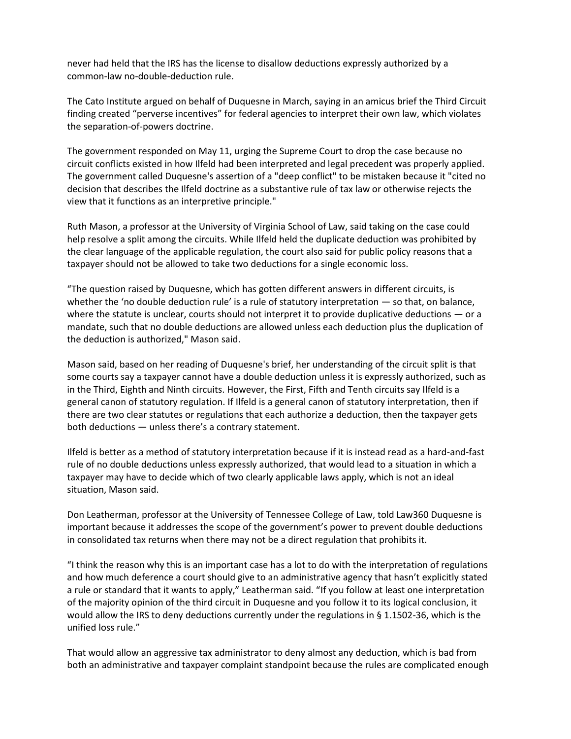never had held that the IRS has the license to disallow deductions expressly authorized by a common-law no-double-deduction rule.

The Cato Institute argued on behalf of Duquesne in March, saying in an amicus brief the Third Circuit finding created “perverse incentives” for federal agencies to interpret their own law, which violates the separation-of-powers doctrine.

The government responded on May 11, urging the Supreme Court to drop the case because no circuit conflicts existed in how Ilfeld had been interpreted and legal precedent was properly applied. The government called Duquesne's assertion of a "deep conflict" to be mistaken because it "cited no decision that describes the Ilfeld doctrine as a substantive rule of tax law or otherwise rejects the view that it functions as an interpretive principle."

Ruth Mason, a professor at the University of Virginia School of Law, said taking on the case could help resolve a split among the circuits. While Ilfeld held the duplicate deduction was prohibited by the clear language of the applicable regulation, the court also said for public policy reasons that a taxpayer should not be allowed to take two deductions for a single economic loss.

“The question raised by Duquesne, which has gotten different answers in different circuits, is whether the ‘no double deduction rule’ is a rule of statutory interpretation — so that, on balance, where the statute is unclear, courts should not interpret it to provide duplicative deductions — or a mandate, such that no double deductions are allowed unless each deduction plus the duplication of the deduction is authorized," Mason said.

Mason said, based on her reading of Duquesne's brief, her understanding of the circuit split is that some courts say a taxpayer cannot have a double deduction unless it is expressly authorized, such as in the Third, Eighth and Ninth circuits. However, the First, Fifth and Tenth circuits say Ilfeld is a general canon of statutory regulation. If Ilfeld is a general canon of statutory interpretation, then if there are two clear statutes or regulations that each authorize a deduction, then the taxpayer gets both deductions — unless there’s a contrary statement.

Ilfeld is better as a method of statutory interpretation because if it is instead read as a hard-and-fast rule of no double deductions unless expressly authorized, that would lead to a situation in which a taxpayer may have to decide which of two clearly applicable laws apply, which is not an ideal situation, Mason said.

Don Leatherman, professor at the University of Tennessee College of Law, told Law360 Duquesne is important because it addresses the scope of the government’s power to prevent double deductions in consolidated tax returns when there may not be a direct regulation that prohibits it.

“I think the reason why this is an important case has a lot to do with the interpretation of regulations and how much deference a court should give to an administrative agency that hasn’t explicitly stated a rule or standard that it wants to apply,” Leatherman said. “If you follow at least one interpretation of the majority opinion of the third circuit in Duquesne and you follow it to its logical conclusion, it would allow the IRS to deny deductions currently under the regulations in § 1.1502-36, which is the unified loss rule.”

That would allow an aggressive tax administrator to deny almost any deduction, which is bad from both an administrative and taxpayer complaint standpoint because the rules are complicated enough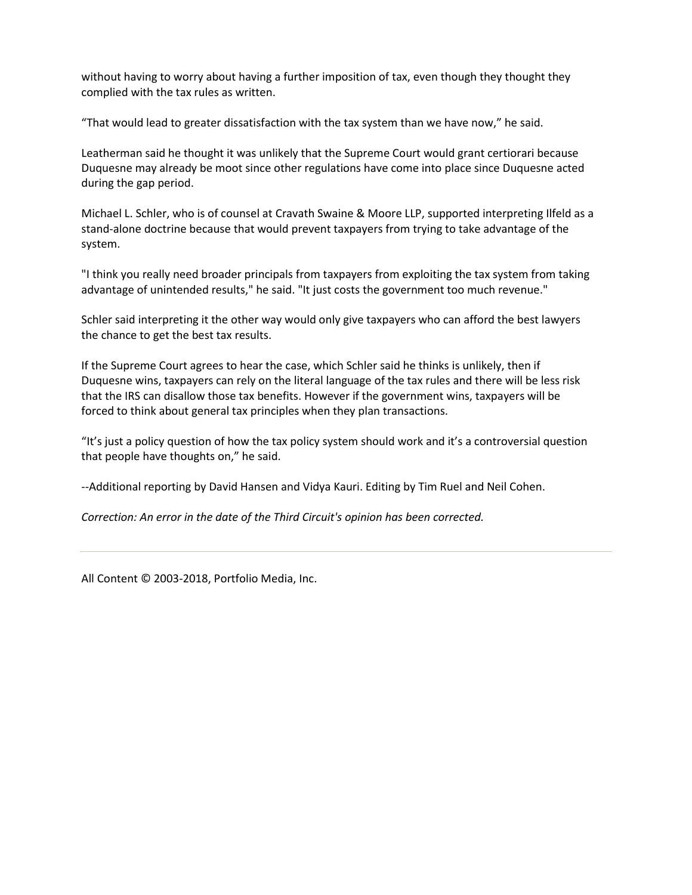without having to worry about having a further imposition of tax, even though they thought they complied with the tax rules as written.

“That would lead to greater dissatisfaction with the tax system than we have now,” he said.

Leatherman said he thought it was unlikely that the Supreme Court would grant certiorari because Duquesne may already be moot since other regulations have come into place since Duquesne acted during the gap period.

Michael L. Schler, who is of counsel at Cravath Swaine & Moore LLP, supported interpreting Ilfeld as a stand-alone doctrine because that would prevent taxpayers from trying to take advantage of the system.

"I think you really need broader principals from taxpayers from exploiting the tax system from taking advantage of unintended results," he said. "It just costs the government too much revenue."

Schler said interpreting it the other way would only give taxpayers who can afford the best lawyers the chance to get the best tax results.

If the Supreme Court agrees to hear the case, which Schler said he thinks is unlikely, then if Duquesne wins, taxpayers can rely on the literal language of the tax rules and there will be less risk that the IRS can disallow those tax benefits. However if the government wins, taxpayers will be forced to think about general tax principles when they plan transactions.

“It’s just a policy question of how the tax policy system should work and it’s a controversial question that people have thoughts on,” he said.

--Additional reporting by David Hansen and Vidya Kauri. Editing by Tim Ruel and Neil Cohen.

*Correction: An error in the date of the Third Circuit's opinion has been corrected.*

---

All Content © 2003-2018, Portfolio Media, Inc.